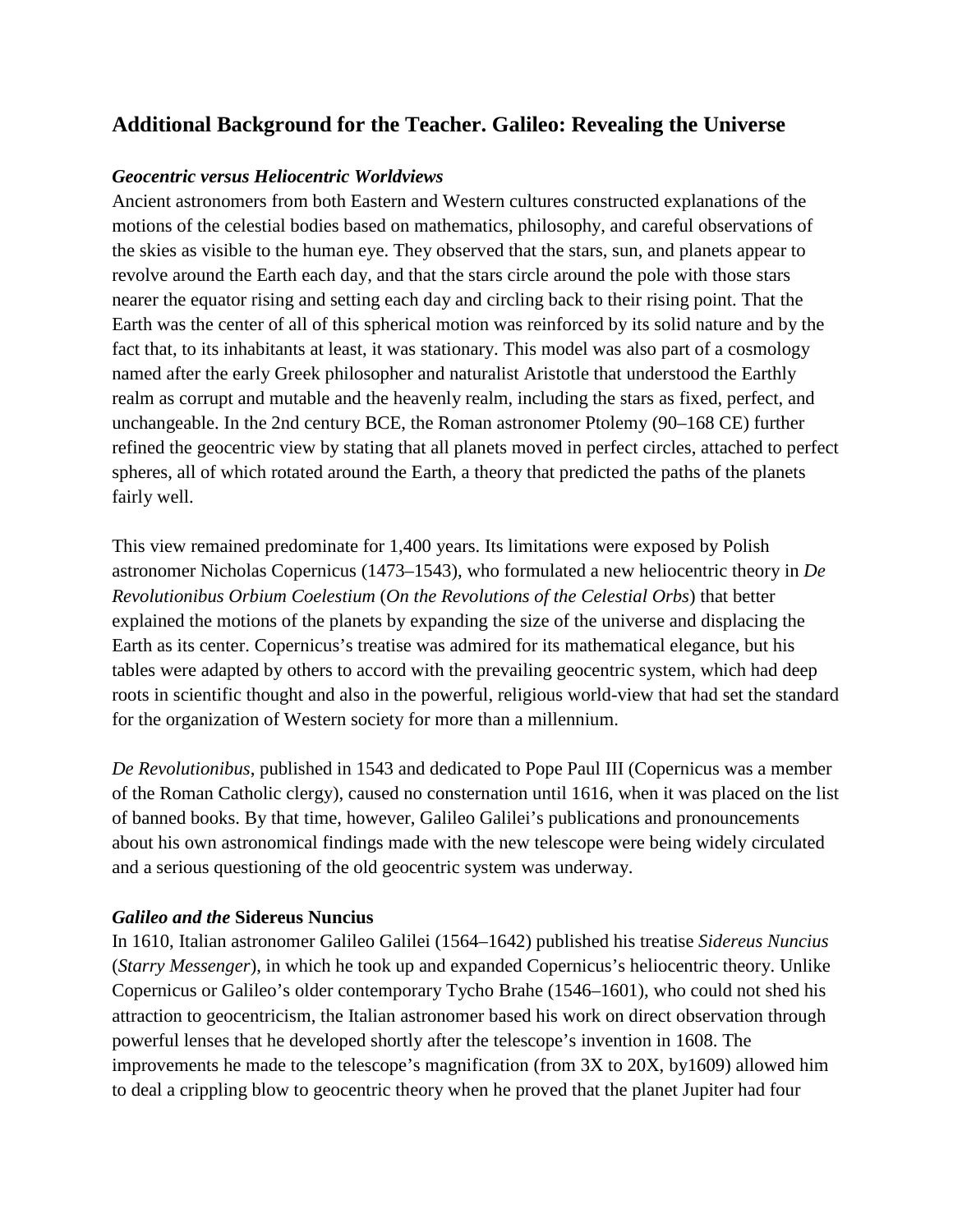## Additional Background for the Teacher. Galileo: Revealing the Universe

***Geocentric versus Heliocentric Worldviews***

Ancient astronomers from both Eastern and Western cultures constructed explanations of the motions of the celestial bodies based on mathematics, philosophy, and careful observations of the skies as visible to the human eye. They observed that the stars, sun, and planets appear to revolve around the Earth each day, and that the stars circle around the pole with those stars nearer the equator rising and setting each day and circling back to their rising point. That the Earth was the center of all of this spherical motion was reinforced by its solid nature and by the fact that, to its inhabitants at least, it was stationary. This model was also part of a cosmology named after the early Greek philosopher and naturalist Aristotle that understood the Earthly realm as corrupt and mutable and the heavenly realm, including the stars as fixed, perfect, and unchangeable. In the 2nd century BCE, the Roman astronomer Ptolemy (90–168 CE) further refined the geocentric view by stating that all planets moved in perfect circles, attached to perfect spheres, all of which rotated around the Earth, a theory that predicted the paths of the planets fairly well.

This view remained predominate for 1,400 years. Its limitations were exposed by Polish astronomer Nicholas Copernicus (1473–1543), who formulated a new heliocentric theory in *De Revolutionibus Orbium Coelestium* (*On the Revolutions of the Celestial Orbs*) that better explained the motions of the planets by expanding the size of the universe and displacing the Earth as its center. Copernicus's treatise was admired for its mathematical elegance, but his tables were adapted by others to accord with the prevailing geocentric system, which had deep roots in scientific thought and also in the powerful, religious world-view that had set the standard for the organization of Western society for more than a millennium.

*De Revolutionibus*, published in 1543 and dedicated to Pope Paul III (Copernicus was a member of the Roman Catholic clergy), caused no consternation until 1616, when it was placed on the list of banned books. By that time, however, Galileo Galilei's publications and pronouncements about his own astronomical findings made with the new telescope were being widely circulated and a serious questioning of the old geocentric system was underway.

***Galileo and the* Sidereus Nuncius**

In 1610, Italian astronomer Galileo Galilei (1564–1642) published his treatise *Sidereus Nuncius* (*Starry Messenger*), in which he took up and expanded Copernicus's heliocentric theory. Unlike Copernicus or Galileo's older contemporary Tycho Brahe (1546–1601), who could not shed his attraction to geocentricism, the Italian astronomer based his work on direct observation through powerful lenses that he developed shortly after the telescope's invention in 1608. The improvements he made to the telescope's magnification (from 3X to 20X, by1609) allowed him to deal a crippling blow to geocentric theory when he proved that the planet Jupiter had four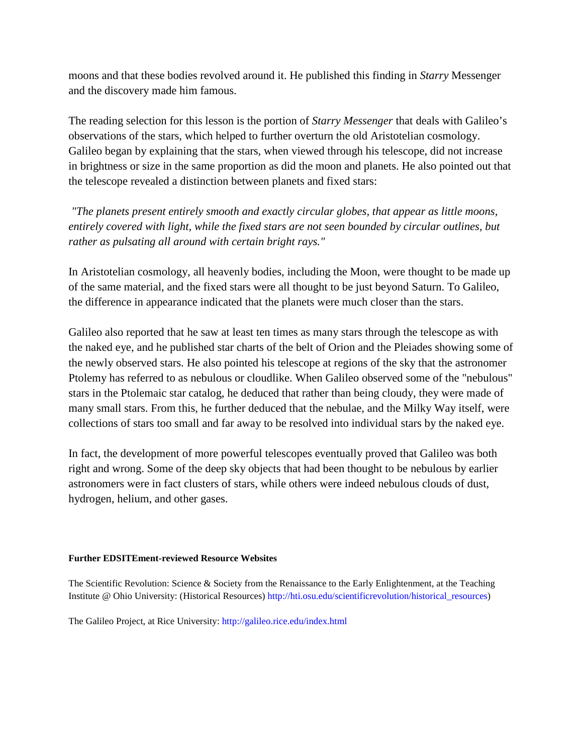moons and that these bodies revolved around it. He published this finding in *Starry* Messenger and the discovery made him famous.

The reading selection for this lesson is the portion of *Starry Messenger* that deals with Galileo's observations of the stars, which helped to further overturn the old Aristotelian cosmology. Galileo began by explaining that the stars, when viewed through his telescope, did not increase in brightness or size in the same proportion as did the moon and planets. He also pointed out that the telescope revealed a distinction between planets and fixed stars:

*"The planets present entirely smooth and exactly circular globes, that appear as little moons, entirely covered with light, while the fixed stars are not seen bounded by circular outlines, but rather as pulsating all around with certain bright rays."*

In Aristotelian cosmology, all heavenly bodies, including the Moon, were thought to be made up of the same material, and the fixed stars were all thought to be just beyond Saturn. To Galileo, the difference in appearance indicated that the planets were much closer than the stars.

Galileo also reported that he saw at least ten times as many stars through the telescope as with the naked eye, and he published star charts of the belt of Orion and the Pleiades showing some of the newly observed stars. He also pointed his telescope at regions of the sky that the astronomer Ptolemy has referred to as nebulous or cloudlike. When Galileo observed some of the "nebulous" stars in the Ptolemaic star catalog, he deduced that rather than being cloudy, they were made of many small stars. From this, he further deduced that the nebulae, and the Milky Way itself, were collections of stars too small and far away to be resolved into individual stars by the naked eye.

In fact, the development of more powerful telescopes eventually proved that Galileo was both right and wrong. Some of the deep sky objects that had been thought to be nebulous by earlier astronomers were in fact clusters of stars, while others were indeed nebulous clouds of dust, hydrogen, helium, and other gases.

**Further EDSITEment-reviewed Resource Websites**

The Scientific Revolution: Science & Society from the Renaissance to the Early Enlightenment, at the Teaching Institute @ Ohio University: (Historical Resources) http://hti.osu.edu/scientificrevolution/historical_resources)

The Galileo Project, at Rice University: http://galileo.rice.edu/index.html